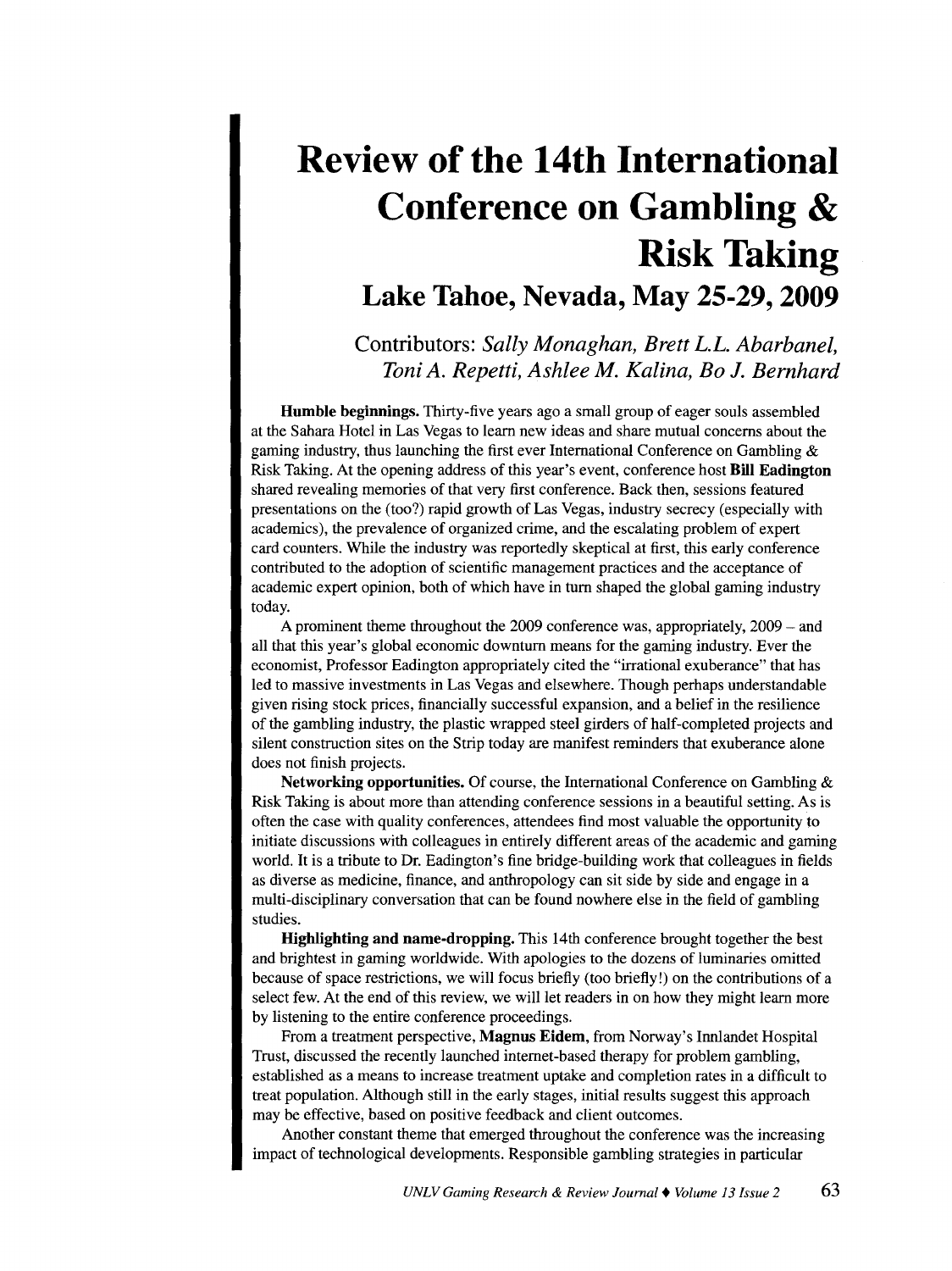# Review of the 14th International Conference on Gambling & Risk Taking

## Lake Tahoe, Nevada, May 25-29, 2009

Contributors: *Sally Monaghan, Brett L.L. Abarbanel, Toni A. Repetti, Ashlee M. Kalina, Bo J. Bernhard*

**Humble beginnings.** Thirty-five years ago a small group of eager souls assembled at the Sahara Hotel in Las Vegas to learn new ideas and share mutual concerns about the gaming industry, thus launching the first ever International Conference on Gambling & Risk Taking. At the opening address of this year's event, conference host **Bill Eadington** shared revealing memories of that very first conference. Back then, sessions featured presentations on the (too?) rapid growth of Las Vegas, industry secrecy (especially with academics), the prevalence of organized crime, and the escalating problem of expert card counters. While the industry was reportedly skeptical at first, this early conference contributed to the adoption of scientific management practices and the acceptance of academic expert opinion, both of which have in turn shaped the global gaming industry today.

A prominent theme throughout the 2009 conference was, appropriately, 2009 – and all that this year's global economic downturn means for the gaming industry. Ever the economist, Professor Eadington appropriately cited the "irrational exuberance" that has led to massive investments in Las Vegas and elsewhere. Though perhaps understandable given rising stock prices, financially successful expansion, and a belief in the resilience of the gambling industry, the plastic wrapped steel girders of half-completed projects and silent construction sites on the Strip today are manifest reminders that exuberance alone does not finish projects.

**Networking opportunities.** Of course, the International Conference on Gambling & Risk Taking is about more than attending conference sessions in a beautiful setting. As is often the case with quality conferences, attendees find most valuable the opportunity to initiate discussions with colleagues in entirely different areas of the academic and gaming world. It is a tribute to Dr. Eadington's fine bridge-building work that colleagues in fields as diverse as medicine, finance, and anthropology can sit side by side and engage in a multi-disciplinary conversation that can be found nowhere else in the field of gambling studies.

**Highlighting and name-dropping.** This 14th conference brought together the best and brightest in gaming worldwide. With apologies to the dozens of luminaries omitted because of space restrictions, we will focus briefly (too briefly!) on the contributions of a select few. At the end of this review, we will let readers in on how they might learn more by listening to the entire conference proceedings.

From a treatment perspective, **Magnus Eidem**, from Norway's Innlandet Hospital Trust, discussed the recently launched internet-based therapy for problem gambling, established as a means to increase treatment uptake and completion rates in a difficult to treat population. Although still in the early stages, initial results suggest this approach may be effective, based on positive feedback and client outcomes.

Another constant theme that emerged throughout the conference was the increasing impact of technological developments. Responsible gambling strategies in particular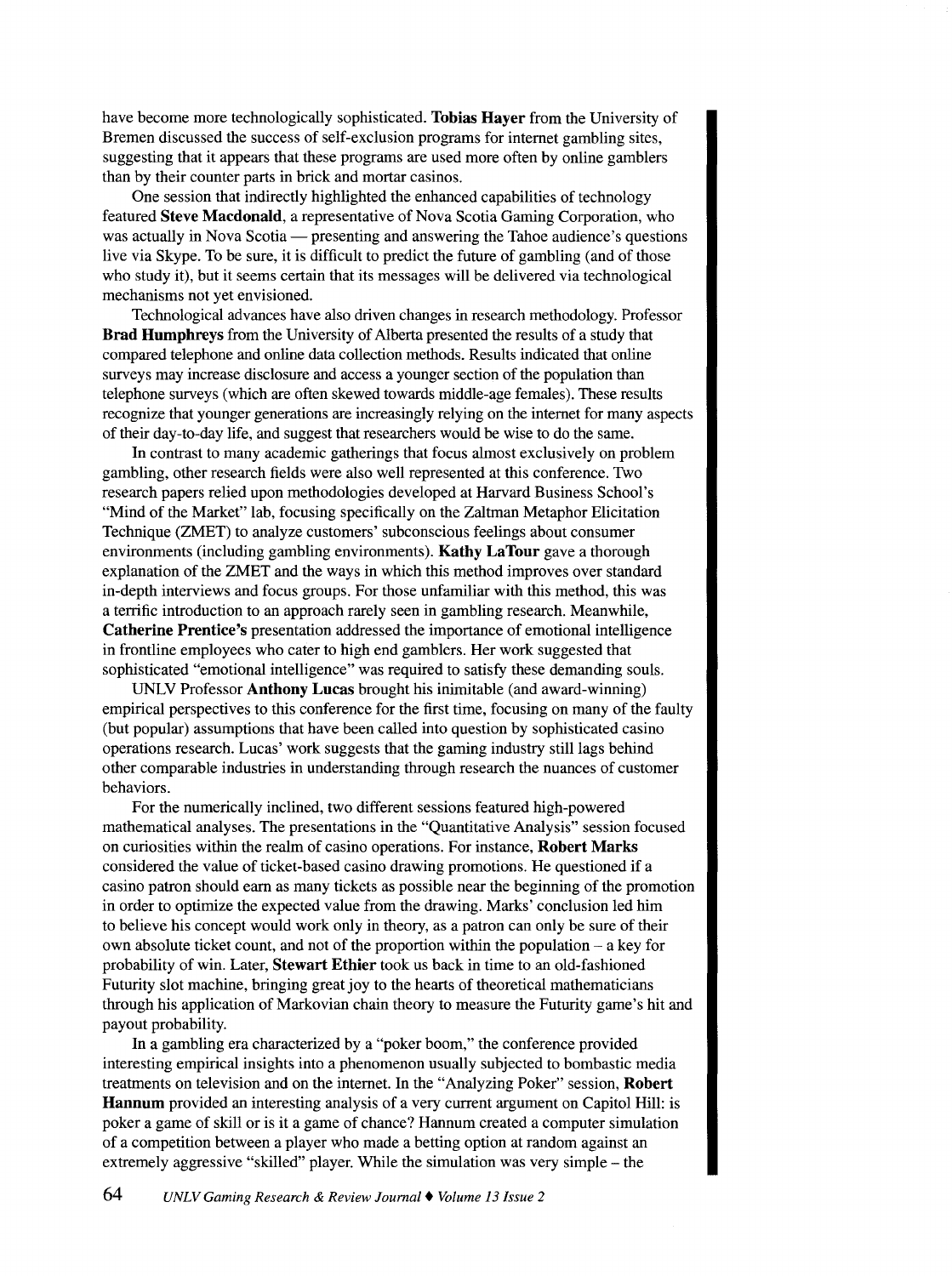have become more technologically sophisticated. **Tobias Hayer** from the University of Bremen discussed the success of self-exclusion programs for internet gambling sites, suggesting that it appears that these programs are used more often by online gamblers than by their counter parts in brick and mortar casinos.

One session that indirectly highlighted the enhanced capabilities of technology featured **Steve Macdonald**, a representative of Nova Scotia Gaming Corporation, who was actually in Nova Scotia — presenting and answering the Tahoe audience's questions live via Skype. To be sure, it is difficult to predict the future of gambling (and of those who study it), but it seems certain that its messages will be delivered via technological mechanisms not yet envisioned.

Technological advances have also driven changes in research methodology. Professor **Brad Humphreys** from the University of Alberta presented the results of a study that compared telephone and online data collection methods. Results indicated that online surveys may increase disclosure and access a younger section of the population than telephone surveys (which are often skewed towards middle-age females). These results recognize that younger generations are increasingly relying on the internet for many aspects of their day-to-day life, and suggest that researchers would be wise to do the same.

In contrast to many academic gatherings that focus almost exclusively on problem gambling, other research fields were also well represented at this conference. Two research papers relied upon methodologies developed at Harvard Business School's "Mind of the Market" lab, focusing specifically on the Zaltman Metaphor Elicitation Technique (ZMET) to analyze customers' subconscious feelings about consumer environments (including gambling environments). **Kathy LaTour** gave a thorough explanation of the ZMET and the ways in which this method improves over standard in-depth interviews and focus groups. For those unfamiliar with this method, this was a terrific introduction to an approach rarely seen in gambling research. Meanwhile, **Catherine Prentice's** presentation addressed the importance of emotional intelligence in frontline employees who cater to high end gamblers. Her work suggested that sophisticated "emotional intelligence" was required to satisfy these demanding souls.

UNLV Professor **Anthony Lucas** brought his inimitable (and award-winning) empirical perspectives to this conference for the first time, focusing on many of the faulty (but popular) assumptions that have been called into question by sophisticated casino operations research. Lucas' work suggests that the gaming industry still lags behind other comparable industries in understanding through research the nuances of customer behaviors.

For the numerically inclined, two different sessions featured high-powered mathematical analyses. The presentations in the "Quantitative Analysis" session focused on curiosities within the realm of casino operations. For instance, **Robert Marks** considered the value of ticket-based casino drawing promotions. He questioned if a casino patron should earn as many tickets as possible near the beginning of the promotion in order to optimize the expected value from the drawing. Marks' conclusion led him to believe his concept would work only in theory, as a patron can only be sure of their own absolute ticket count, and not of the proportion within the population – a key for probability of win. Later, **Stewart Ethier** took us back in time to an old-fashioned Futurity slot machine, bringing great joy to the hearts of theoretical mathematicians through his application of Markovian chain theory to measure the Futurity game's hit and payout probability.

In a gambling era characterized by a "poker boom," the conference provided interesting empirical insights into a phenomenon usually subjected to bombastic media treatments on television and on the internet. In the "Analyzing Poker" session, **Robert Hannum** provided an interesting analysis of a very current argument on Capitol Hill: is poker a game of skill or is it a game of chance? Hannum created a computer simulation of a competition between a player who made a betting option at random against an extremely aggressive "skilled" player. While the simulation was very simple – the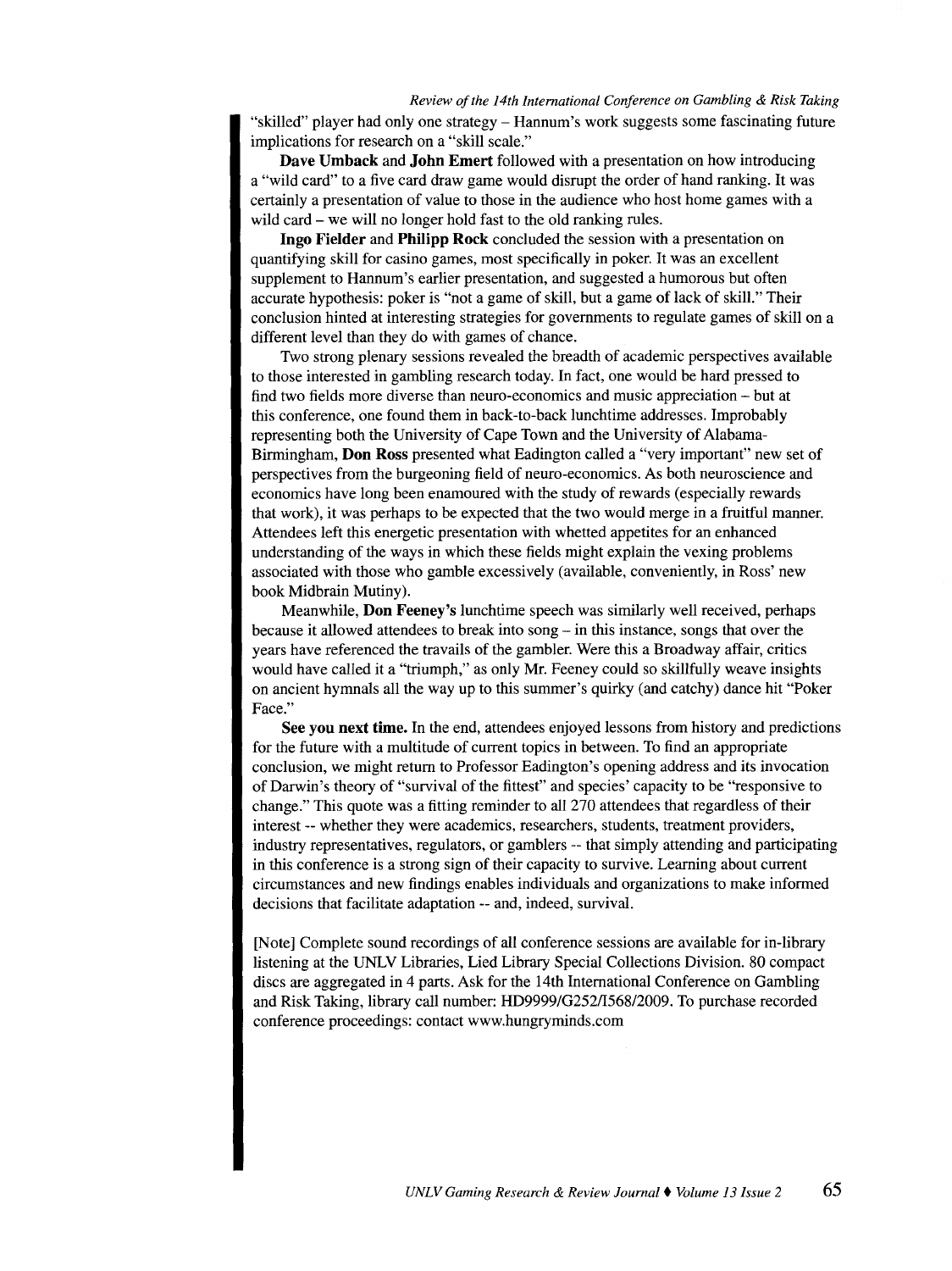"skilled" player had only one strategy – Hannum's work suggests some fascinating future implications for research on a "skill scale."

**Dave Umback** and **John Emert** followed with a presentation on how introducing a "wild card" to a five card draw game would disrupt the order of hand ranking. It was certainly a presentation of value to those in the audience who host home games with a wild card – we will no longer hold fast to the old ranking rules.

**Ingo Fielder** and **Philipp Rock** concluded the session with a presentation on quantifying skill for casino games, most specifically in poker. It was an excellent supplement to Hannum's earlier presentation, and suggested a humorous but often accurate hypothesis: poker is "not a game of skill, but a game of lack of skill." Their conclusion hinted at interesting strategies for governments to regulate games of skill on a different level than they do with games of chance.

Two strong plenary sessions revealed the breadth of academic perspectives available to those interested in gambling research today. In fact, one would be hard pressed to find two fields more diverse than neuro-economics and music appreciation – but at this conference, one found them in back-to-back lunchtime addresses. Improbably representing both the University of Cape Town and the University of Alabama-Birmingham, **Don Ross** presented what Eadington called a "very important" new set of perspectives from the burgeoning field of neuro-economics. As both neuroscience and economics have long been enamoured with the study of rewards (especially rewards that work), it was perhaps to be expected that the two would merge in a fruitful manner. Attendees left this energetic presentation with whetted appetites for an enhanced understanding of the ways in which these fields might explain the vexing problems associated with those who gamble excessively (available, conveniently, in Ross' new book Midbrain Mutiny).

Meanwhile, **Don Feeney's** lunchtime speech was similarly well received, perhaps because it allowed attendees to break into song – in this instance, songs that over the years have referenced the travails of the gambler. Were this a Broadway affair, critics would have called it a "triumph," as only Mr. Feeney could so skillfully weave insights on ancient hymnals all the way up to this summer's quirky (and catchy) dance hit "Poker Face."

**See you next time.** In the end, attendees enjoyed lessons from history and predictions for the future with a multitude of current topics in between. To find an appropriate conclusion, we might return to Professor Eadington's opening address and its invocation of Darwin's theory of "survival of the fittest" and species' capacity to be "responsive to change." This quote was a fitting reminder to all 270 attendees that regardless of their interest -- whether they were academics, researchers, students, treatment providers, industry representatives, regulators, or gamblers -- that simply attending and participating in this conference is a strong sign of their capacity to survive. Learning about current circumstances and new findings enables individuals and organizations to make informed decisions that facilitate adaptation -- and, indeed, survival.

[Note] Complete sound recordings of all conference sessions are available for in-library listening at the UNLV Libraries, Lied Library Special Collections Division. 80 compact discs are aggregated in 4 parts. Ask for the 14th International Conference on Gambling and Risk Taking, library call number: HD9999/G252/I568/2009. To purchase recorded conference proceedings: contact www.hungryminds.com